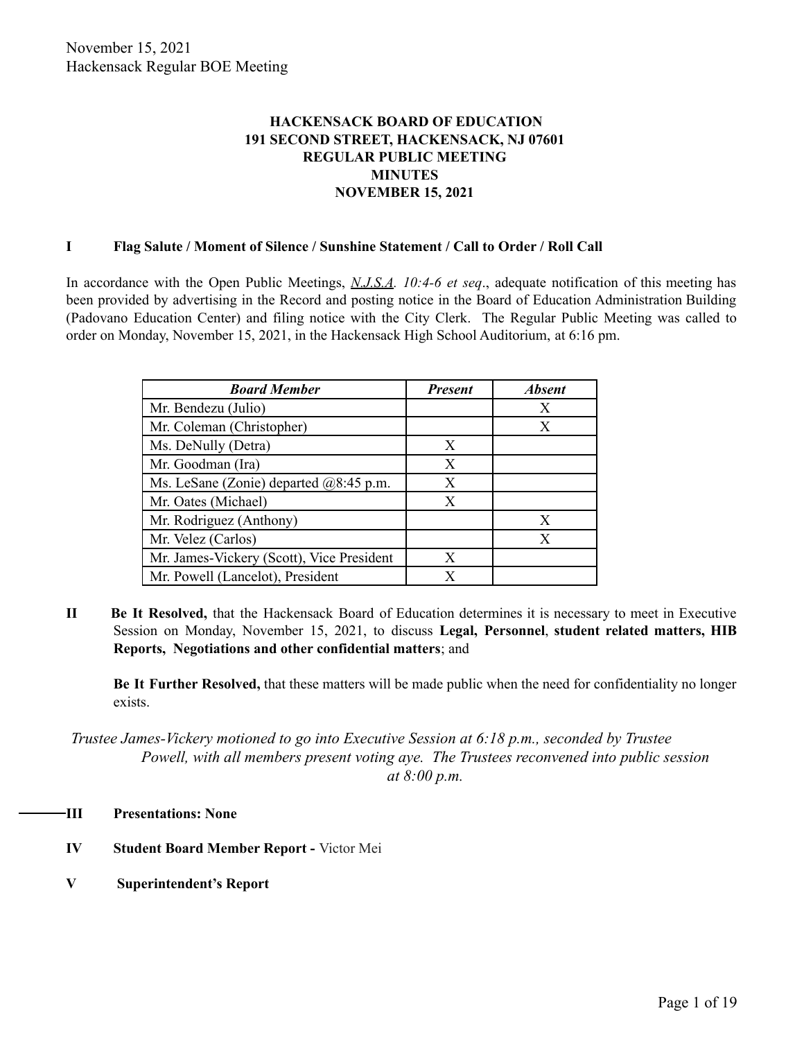# HACKENSACK BOARD OF EDUCATION
## 191 SECOND STREET, HACKENSACK, NJ 07601
## REGULAR PUBLIC MEETING
## MINUTES
## NOVEMBER 15, 2021

### I Flag Salute / Moment of Silence / Sunshine Statement / Call to Order / Roll Call

In accordance with the Open Public Meetings, *N.J.S.A. 10:4-6 et seq*., adequate notification of this meeting has been provided by advertising in the Record and posting notice in the Board of Education Administration Building (Padovano Education Center) and filing notice with the City Clerk. The Regular Public Meeting was called to order on Monday, November 15, 2021, in the Hackensack High School Auditorium, at 6:16 pm.

| *Board Member* | *Present* | *Absent* |
|---|---|---|
| Mr. Bendezu (Julio) | | X |
| Mr. Coleman (Christopher) | | X |
| Ms. DeNully (Detra) | X | |
| Mr. Goodman (Ira) | X | |
| Ms. LeSane (Zonie) departed @8:45 p.m. | X | |
| Mr. Oates (Michael) | X | |
| Mr. Rodriguez (Anthony) | | X |
| Mr. Velez (Carlos) | | X |
| Mr. James-Vickery (Scott), Vice President | X | |
| Mr. Powell (Lancelot), President | X | |

### II

**Be It Resolved,** that the Hackensack Board of Education determines it is necessary to meet in Executive Session on Monday, November 15, 2021, to discuss **Legal, Personnel**, **student related matters, HIB Reports, Negotiations and other confidential matters**; and

**Be It Further Resolved,** that these matters will be made public when the need for confidentiality no longer exists.

*Trustee James-Vickery motioned to go into Executive Session at 6:18 p.m., seconded by Trustee Powell, with all members present voting aye. The Trustees reconvened into public session at 8:00 p.m.*

### III Presentations: None

### IV Student Board Member Report - Victor Mei

### V Superintendent's Report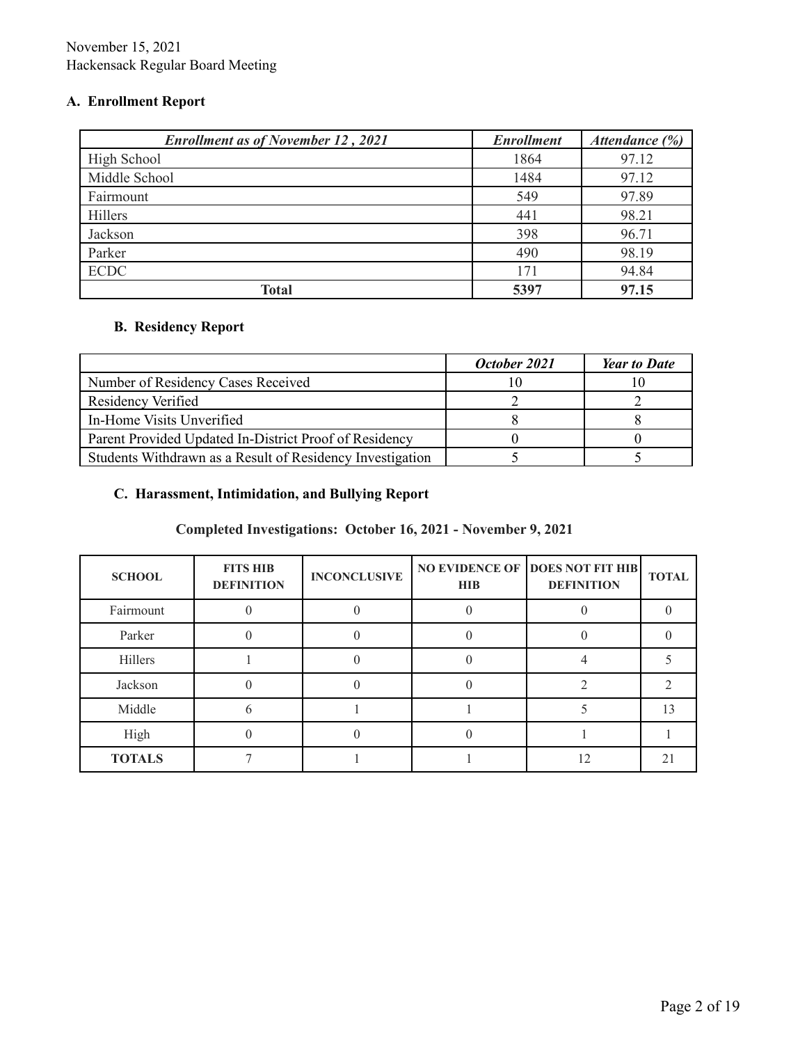November 15, 2021
Hackensack Regular Board Meeting

## A. Enrollment Report

| *Enrollment as of November 12 , 2021* | *Enrollment* | *Attendance (%)* |
|---|---|---|
| High School | 1864 | 97.12 |
| Middle School | 1484 | 97.12 |
| Fairmount | 549 | 97.89 |
| Hillers | 441 | 98.21 |
| Jackson | 398 | 96.71 |
| Parker | 490 | 98.19 |
| ECDC | 171 | 94.84 |
| **Total** | **5397** | **97.15** |

## B. Residency Report

| | *October 2021* | *Year to Date* |
|---|---|---|
| Number of Residency Cases Received | 10 | 10 |
| Residency Verified | 2 | 2 |
| In-Home Visits Unverified | 8 | 8 |
| Parent Provided Updated In-District Proof of Residency | 0 | 0 |
| Students Withdrawn as a Result of Residency Investigation | 5 | 5 |

## C. Harassment, Intimidation, and Bullying Report

**Completed Investigations: October 16, 2021 - November 9, 2021**

| SCHOOL | FITS HIB DEFINITION | INCONCLUSIVE | NO EVIDENCE OF HIB | DOES NOT FIT HIB DEFINITION | TOTAL |
|---|---|---|---|---|---|
| Fairmount | 0 | 0 | 0 | 0 | 0 |
| Parker | 0 | 0 | 0 | 0 | 0 |
| Hillers | 1 | 0 | 0 | 4 | 5 |
| Jackson | 0 | 0 | 0 | 2 | 2 |
| Middle | 6 | 1 | 1 | 5 | 13 |
| High | 0 | 0 | 0 | 1 | 1 |
| **TOTALS** | 7 | 1 | 1 | 12 | 21 |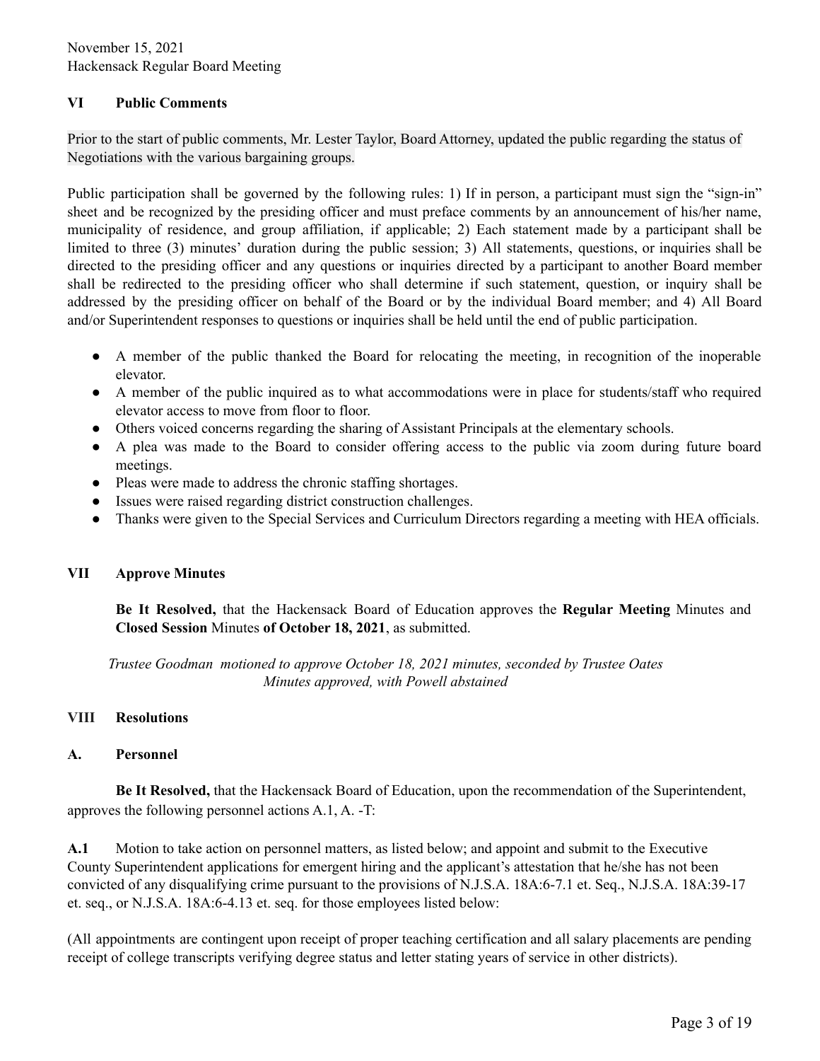## VI Public Comments

Prior to the start of public comments, Mr. Lester Taylor, Board Attorney, updated the public regarding the status of Negotiations with the various bargaining groups.

Public participation shall be governed by the following rules: 1) If in person, a participant must sign the "sign-in" sheet and be recognized by the presiding officer and must preface comments by an announcement of his/her name, municipality of residence, and group affiliation, if applicable; 2) Each statement made by a participant shall be limited to three (3) minutes' duration during the public session; 3) All statements, questions, or inquiries shall be directed to the presiding officer and any questions or inquiries directed by a participant to another Board member shall be redirected to the presiding officer who shall determine if such statement, question, or inquiry shall be addressed by the presiding officer on behalf of the Board or by the individual Board member; and 4) All Board and/or Superintendent responses to questions or inquiries shall be held until the end of public participation.

- A member of the public thanked the Board for relocating the meeting, in recognition of the inoperable elevator.
- A member of the public inquired as to what accommodations were in place for students/staff who required elevator access to move from floor to floor.
- Others voiced concerns regarding the sharing of Assistant Principals at the elementary schools.
- A plea was made to the Board to consider offering access to the public via zoom during future board meetings.
- Pleas were made to address the chronic staffing shortages.
- Issues were raised regarding district construction challenges.
- Thanks were given to the Special Services and Curriculum Directors regarding a meeting with HEA officials.

## VII Approve Minutes

**Be It Resolved,** that the Hackensack Board of Education approves the **Regular Meeting** Minutes and **Closed Session** Minutes **of October 18, 2021**, as submitted.

*Trustee Goodman motioned to approve October 18, 2021 minutes, seconded by Trustee Oates*
*Minutes approved, with Powell abstained*

## VIII Resolutions

### A. Personnel

**Be It Resolved,** that the Hackensack Board of Education, upon the recommendation of the Superintendent, approves the following personnel actions A.1, A. -T:

**A.1** Motion to take action on personnel matters, as listed below; and appoint and submit to the Executive County Superintendent applications for emergent hiring and the applicant's attestation that he/she has not been convicted of any disqualifying crime pursuant to the provisions of N.J.S.A. 18A:6-7.1 et. Seq., N.J.S.A. 18A:39-17 et. seq., or N.J.S.A. 18A:6-4.13 et. seq. for those employees listed below:

(All appointments are contingent upon receipt of proper teaching certification and all salary placements are pending receipt of college transcripts verifying degree status and letter stating years of service in other districts).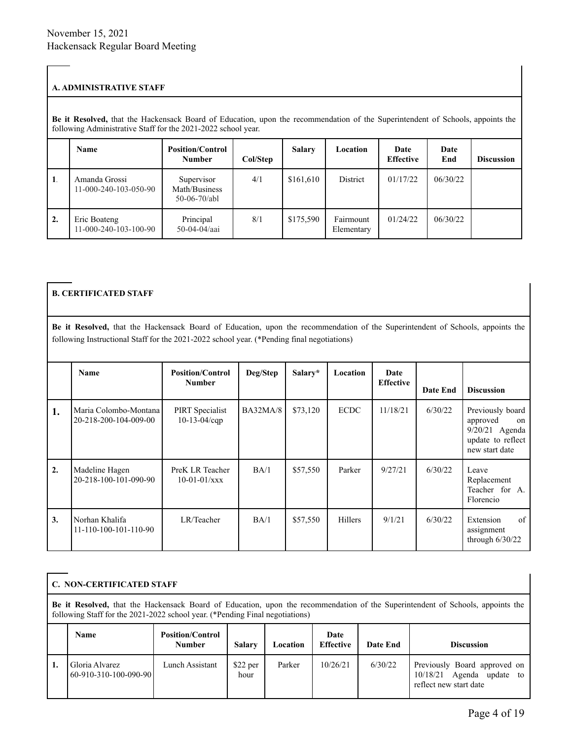## A. ADMINISTRATIVE STAFF

**Be it Resolved,** that the Hackensack Board of Education, upon the recommendation of the Superintendent of Schools, appoints the following Administrative Staff for the 2021-2022 school year.

| | Name | Position/Control Number | Col/Step | Salary | Location | Date Effective | Date End | Discussion |
|---|---|---|---|---|---|---|---|---|
| 1. | Amanda Grossi 11-000-240-103-050-90 | Supervisor Math/Business 50-06-70/abl | 4/1 | $161,610 | District | 01/17/22 | 06/30/22 | |
| 2. | Eric Boateng 11-000-240-103-100-90 | Principal 50-04-04/aai | 8/1 | $175,590 | Fairmount Elementary | 01/24/22 | 06/30/22 | |

## B. CERTIFICATED STAFF

**Be it Resolved,** that the Hackensack Board of Education, upon the recommendation of the Superintendent of Schools, appoints the following Instructional Staff for the 2021-2022 school year. (*Pending final negotiations)

| | Name | Position/Control Number | Deg/Step | Salary* | Location | Date Effective | Date End | Discussion |
|---|---|---|---|---|---|---|---|---|
| 1. | Maria Colombo-Montana 20-218-200-104-009-00 | PIRT Specialist 10-13-04/cqp | BA32MA/8 | $73,120 | ECDC | 11/18/21 | 6/30/22 | Previously board approved on 9/20/21 Agenda update to reflect new start date |
| 2. | Madeline Hagen 20-218-100-101-090-90 | PreK LR Teacher 10-01-01/xxx | BA/1 | $57,550 | Parker | 9/27/21 | 6/30/22 | Leave Replacement Teacher for A. Florencio |
| 3. | Norhan Khalifa 11-110-100-101-110-90 | LR/Teacher | BA/1 | $57,550 | Hillers | 9/1/21 | 6/30/22 | Extension of assignment through 6/30/22 |

## C. NON-CERTIFICATED STAFF

**Be it Resolved,** that the Hackensack Board of Education, upon the recommendation of the Superintendent of Schools, appoints the following Staff for the 2021-2022 school year. (*Pending Final negotiations)

| | Name | Position/Control Number | Salary | Location | Date Effective | Date End | Discussion |
|---|---|---|---|---|---|---|---|
| 1. | Gloria Alvarez 60-910-310-100-090-90 | Lunch Assistant | $22 per hour | Parker | 10/26/21 | 6/30/22 | Previously Board approved on 10/18/21 Agenda update to reflect new start date |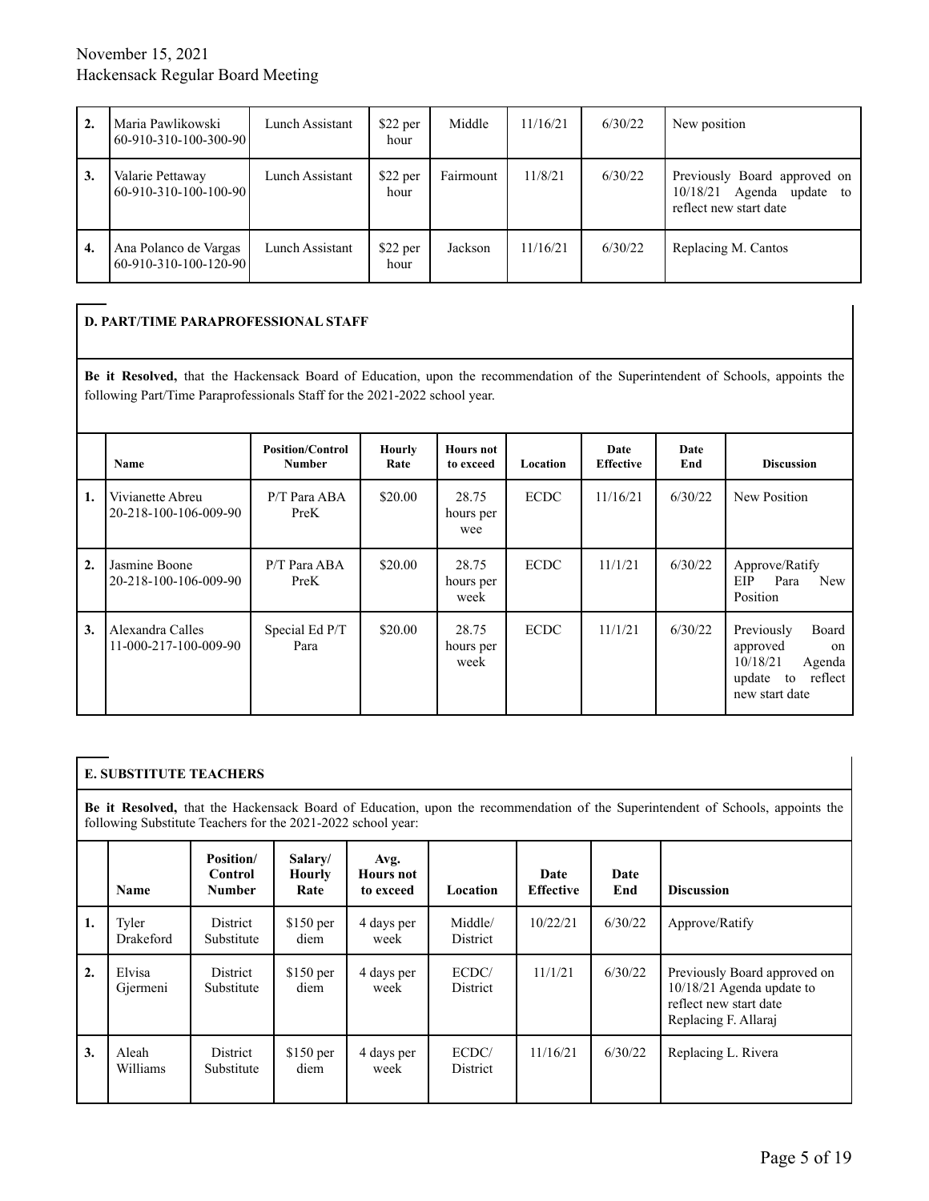| | | | | | | | |
|---|---|---|---|---|---|---|---|
| 2. | Maria Pawlikowski 60-910-310-100-300-90 | Lunch Assistant | $22 per hour | Middle | 11/16/21 | 6/30/22 | New position |
| 3. | Valarie Pettaway 60-910-310-100-100-90 | Lunch Assistant | $22 per hour | Fairmount | 11/8/21 | 6/30/22 | Previously Board approved on 10/18/21 Agenda update to reflect new start date |
| 4. | Ana Polanco de Vargas 60-910-310-100-120-90 | Lunch Assistant | $22 per hour | Jackson | 11/16/21 | 6/30/22 | Replacing M. Cantos |

**D. PART/TIME PARAPROFESSIONAL STAFF**

**Be it Resolved,** that the Hackensack Board of Education, upon the recommendation of the Superintendent of Schools, appoints the following Part/Time Paraprofessionals Staff for the 2021-2022 school year.

| | Name | Position/Control Number | Hourly Rate | Hours not to exceed | Location | Date Effective | Date End | Discussion |
|---|---|---|---|---|---|---|---|---|
| 1. | Vivianette Abreu 20-218-100-106-009-90 | P/T Para ABA PreK | $20.00 | 28.75 hours per wee | ECDC | 11/16/21 | 6/30/22 | New Position |
| 2. | Jasmine Boone 20-218-100-106-009-90 | P/T Para ABA PreK | $20.00 | 28.75 hours per week | ECDC | 11/1/21 | 6/30/22 | Approve/Ratify EIP Para New Position |
| 3. | Alexandra Calles 11-000-217-100-009-90 | Special Ed P/T Para | $20.00 | 28.75 hours per week | ECDC | 11/1/21 | 6/30/22 | Previously Board approved on 10/18/21 Agenda update to reflect new start date |

**E. SUBSTITUTE TEACHERS**

**Be it Resolved,** that the Hackensack Board of Education, upon the recommendation of the Superintendent of Schools, appoints the following Substitute Teachers for the 2021-2022 school year:

| | Name | Position/ Control Number | Salary/ Hourly Rate | Avg. Hours not to exceed | Location | Date Effective | Date End | Discussion |
|---|---|---|---|---|---|---|---|---|
| 1. | Tyler Drakeford | District Substitute | $150 per diem | 4 days per week | Middle/ District | 10/22/21 | 6/30/22 | Approve/Ratify |
| 2. | Elvisa Gjermeni | District Substitute | $150 per diem | 4 days per week | ECDC/ District | 11/1/21 | 6/30/22 | Previously Board approved on 10/18/21 Agenda update to reflect new start date Replacing F. Allaraj |
| 3. | Aleah Williams | District Substitute | $150 per diem | 4 days per week | ECDC/ District | 11/16/21 | 6/30/22 | Replacing L. Rivera |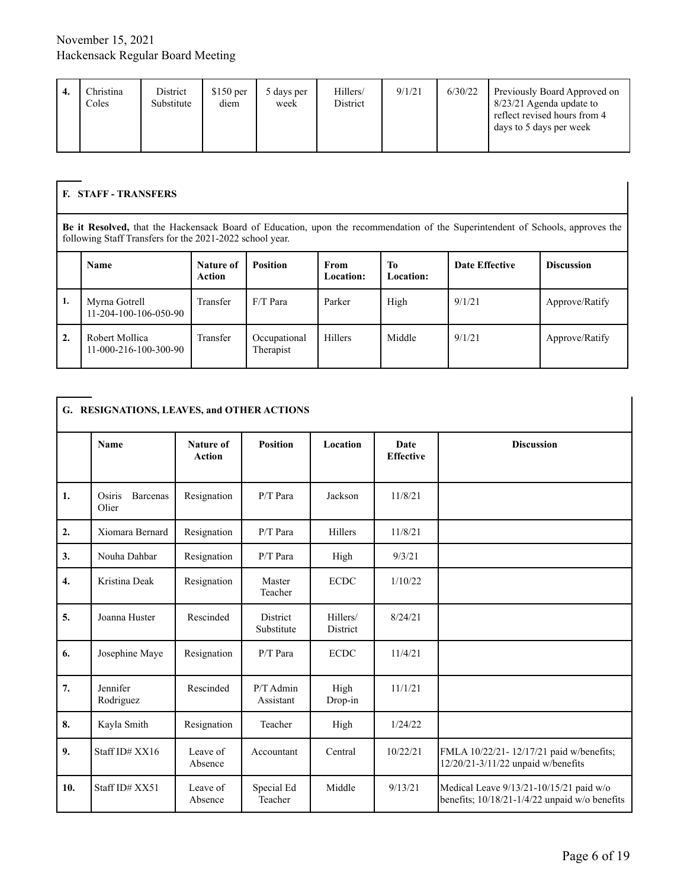| | | | | | | | | |
|---|---|---|---|---|---|---|---|---|
| **4.** | Christina Coles | District Substitute | $150 per diem | 5 days per week | Hillers/ District | 9/1/21 | 6/30/22 | Previously Board Approved on 8/23/21 Agenda update to reflect revised hours from 4 days to 5 days per week |

## F. STAFF - TRANSFERS

**Be it Resolved,** that the Hackensack Board of Education, upon the recommendation of the Superintendent of Schools, approves the following Staff Transfers for the 2021-2022 school year.

| | Name | Nature of Action | Position | From Location: | To Location: | Date Effective | Discussion |
|---|---|---|---|---|---|---|---|
| **1.** | Myrna Gotrell 11-204-100-106-050-90 | Transfer | F/T Para | Parker | High | 9/1/21 | Approve/Ratify |
| **2.** | Robert Mollica 11-000-216-100-300-90 | Transfer | Occupational Therapist | Hillers | Middle | 9/1/21 | Approve/Ratify |

## G. RESIGNATIONS, LEAVES, and OTHER ACTIONS

| | Name | Nature of Action | Position | Location | Date Effective | Discussion |
|---|---|---|---|---|---|---|
| **1.** | Osiris Barcenas Olier | Resignation | P/T Para | Jackson | 11/8/21 | |
| **2.** | Xiomara Bernard | Resignation | P/T Para | Hillers | 11/8/21 | |
| **3.** | Nouha Dahbar | Resignation | P/T Para | High | 9/3/21 | |
| **4.** | Kristina Deak | Resignation | Master Teacher | ECDC | 1/10/22 | |
| **5.** | Joanna Huster | Rescinded | District Substitute | Hillers/ District | 8/24/21 | |
| **6.** | Josephine Maye | Resignation | P/T Para | ECDC | 11/4/21 | |
| **7.** | Jennifer Rodriguez | Rescinded | P/T Admin Assistant | High Drop-in | 11/1/21 | |
| **8.** | Kayla Smith | Resignation | Teacher | High | 1/24/22 | |
| **9.** | Staff ID# XX16 | Leave of Absence | Accountant | Central | 10/22/21 | FMLA 10/22/21- 12/17/21 paid w/benefits; 12/20/21-3/11/22 unpaid w/benefits |
| **10.** | Staff ID# XX51 | Leave of Absence | Special Ed Teacher | Middle | 9/13/21 | Medical Leave 9/13/21-10/15/21 paid w/o benefits; 10/18/21-1/4/22 unpaid w/o benefits |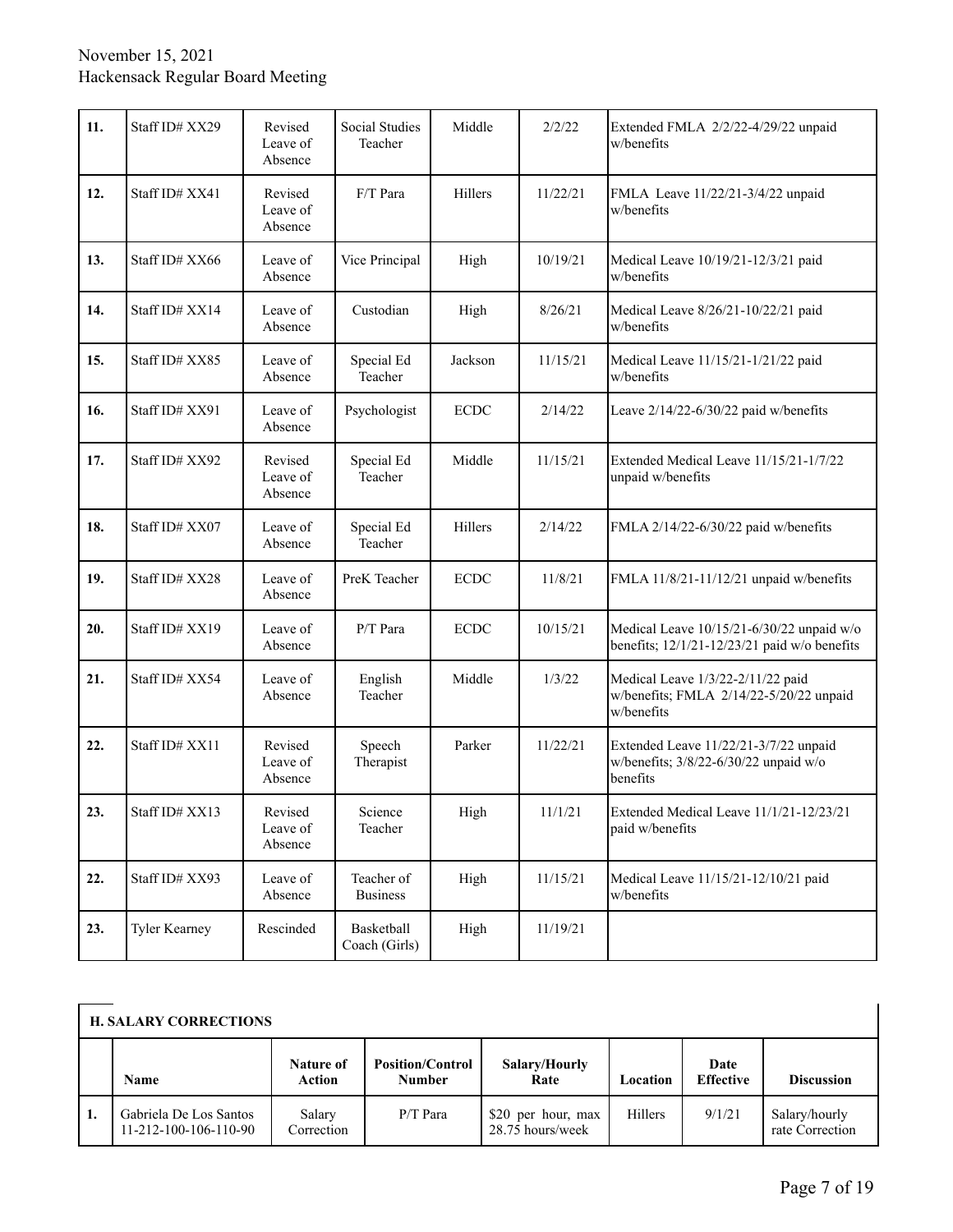| | | | | | | |
|---|---|---|---|---|---|---|
| **11.** | Staff ID# XX29 | Revised Leave of Absence | Social Studies Teacher | Middle | 2/2/22 | Extended FMLA 2/2/22-4/29/22 unpaid w/benefits |
| **12.** | Staff ID# XX41 | Revised Leave of Absence | F/T Para | Hillers | 11/22/21 | FMLA Leave 11/22/21-3/4/22 unpaid w/benefits |
| **13.** | Staff ID# XX66 | Leave of Absence | Vice Principal | High | 10/19/21 | Medical Leave 10/19/21-12/3/21 paid w/benefits |
| **14.** | Staff ID# XX14 | Leave of Absence | Custodian | High | 8/26/21 | Medical Leave 8/26/21-10/22/21 paid w/benefits |
| **15.** | Staff ID# XX85 | Leave of Absence | Special Ed Teacher | Jackson | 11/15/21 | Medical Leave 11/15/21-1/21/22 paid w/benefits |
| **16.** | Staff ID# XX91 | Leave of Absence | Psychologist | ECDC | 2/14/22 | Leave 2/14/22-6/30/22 paid w/benefits |
| **17.** | Staff ID# XX92 | Revised Leave of Absence | Special Ed Teacher | Middle | 11/15/21 | Extended Medical Leave 11/15/21-1/7/22 unpaid w/benefits |
| **18.** | Staff ID# XX07 | Leave of Absence | Special Ed Teacher | Hillers | 2/14/22 | FMLA 2/14/22-6/30/22 paid w/benefits |
| **19.** | Staff ID# XX28 | Leave of Absence | PreK Teacher | ECDC | 11/8/21 | FMLA 11/8/21-11/12/21 unpaid w/benefits |
| **20.** | Staff ID# XX19 | Leave of Absence | P/T Para | ECDC | 10/15/21 | Medical Leave 10/15/21-6/30/22 unpaid w/o benefits; 12/1/21-12/23/21 paid w/o benefits |
| **21.** | Staff ID# XX54 | Leave of Absence | English Teacher | Middle | 1/3/22 | Medical Leave 1/3/22-2/11/22 paid w/benefits; FMLA 2/14/22-5/20/22 unpaid w/benefits |
| **22.** | Staff ID# XX11 | Revised Leave of Absence | Speech Therapist | Parker | 11/22/21 | Extended Leave 11/22/21-3/7/22 unpaid w/benefits; 3/8/22-6/30/22 unpaid w/o benefits |
| **23.** | Staff ID# XX13 | Revised Leave of Absence | Science Teacher | High | 11/1/21 | Extended Medical Leave 11/1/21-12/23/21 paid w/benefits |
| **22.** | Staff ID# XX93 | Leave of Absence | Teacher of Business | High | 11/15/21 | Medical Leave 11/15/21-12/10/21 paid w/benefits |
| **23.** | Tyler Kearney | Rescinded | Basketball Coach (Girls) | High | 11/19/21 | |

**H. SALARY CORRECTIONS**

| | Name | Nature of Action | Position/Control Number | Salary/Hourly Rate | Location | Date Effective | Discussion |
|---|---|---|---|---|---|---|---|
| **1.** | Gabriela De Los Santos 11-212-100-106-110-90 | Salary Correction | P/T Para | $20 per hour, max 28.75 hours/week | Hillers | 9/1/21 | Salary/hourly rate Correction |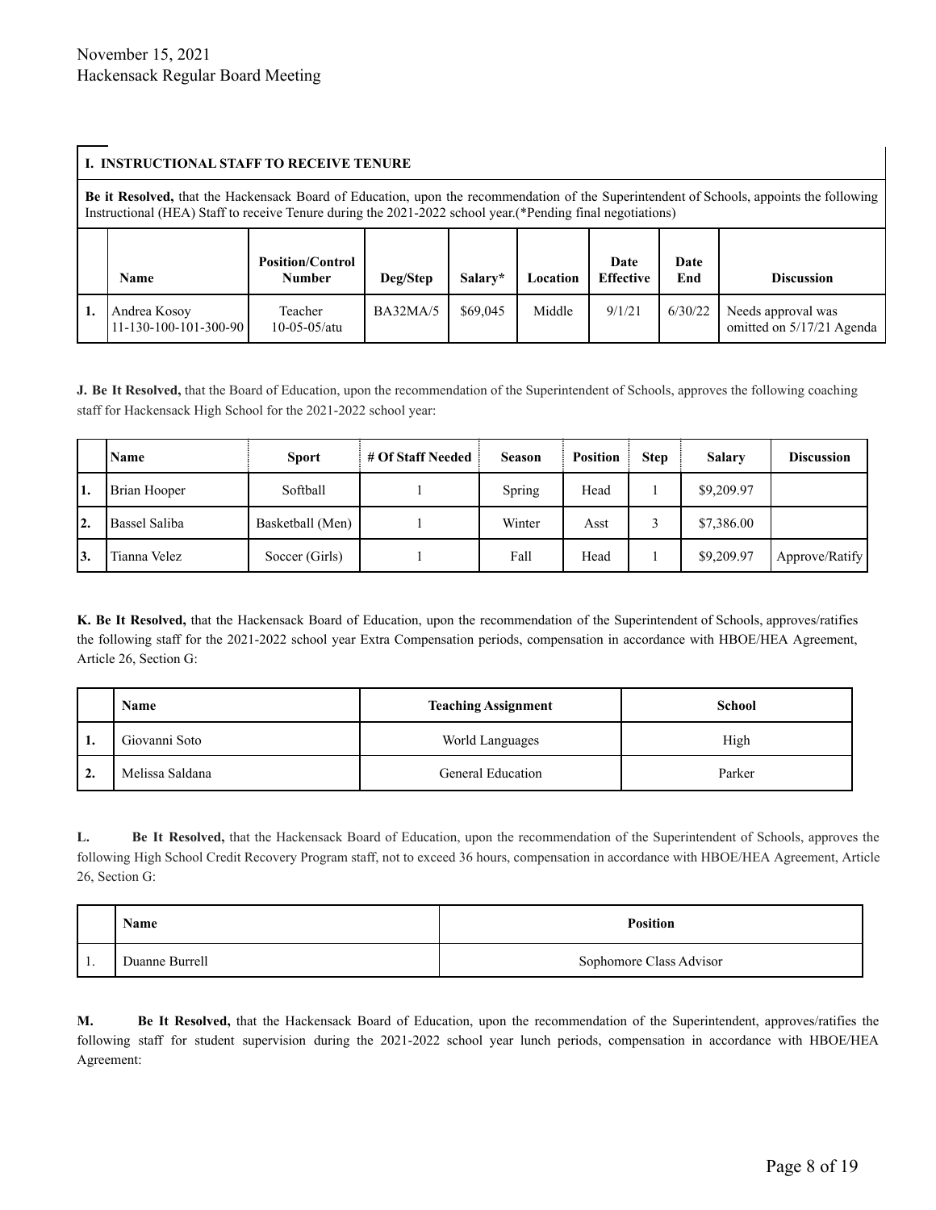**I. INSTRUCTIONAL STAFF TO RECEIVE TENURE**

**Be it Resolved,** that the Hackensack Board of Education, upon the recommendation of the Superintendent of Schools, appoints the following Instructional (HEA) Staff to receive Tenure during the 2021-2022 school year.(*Pending final negotiations)

| | Name | Position/Control Number | Deg/Step | Salary* | Location | Date Effective | Date End | Discussion |
|---|---|---|---|---|---|---|---|---|
| 1. | Andrea Kosoy 11-130-100-101-300-90 | Teacher 10-05-05/atu | BA32MA/5 | $69,045 | Middle | 9/1/21 | 6/30/22 | Needs approval was omitted on 5/17/21 Agenda |

**J. Be It Resolved,** that the Board of Education, upon the recommendation of the Superintendent of Schools, approves the following coaching staff for Hackensack High School for the 2021-2022 school year:

| | Name | Sport | # Of Staff Needed | Season | Position | Step | Salary | Discussion |
|---|---|---|---|---|---|---|---|---|
| 1. | Brian Hooper | Softball | 1 | Spring | Head | 1 | $9,209.97 | |
| 2. | Bassel Saliba | Basketball (Men) | 1 | Winter | Asst | 3 | $7,386.00 | |
| 3. | Tianna Velez | Soccer (Girls) | 1 | Fall | Head | 1 | $9,209.97 | Approve/Ratify |

**K. Be It Resolved,** that the Hackensack Board of Education, upon the recommendation of the Superintendent of Schools, approves/ratifies the following staff for the 2021-2022 school year Extra Compensation periods, compensation in accordance with HBOE/HEA Agreement, Article 26, Section G:

| | Name | Teaching Assignment | School |
|---|---|---|---|
| 1. | Giovanni Soto | World Languages | High |
| 2. | Melissa Saldana | General Education | Parker |

**L. Be It Resolved,** that the Hackensack Board of Education, upon the recommendation of the Superintendent of Schools, approves the following High School Credit Recovery Program staff, not to exceed 36 hours, compensation in accordance with HBOE/HEA Agreement, Article 26, Section G:

| | Name | Position |
|---|---|---|
| 1. | Duanne Burrell | Sophomore Class Advisor |

**M. Be It Resolved,** that the Hackensack Board of Education, upon the recommendation of the Superintendent, approves/ratifies the following staff for student supervision during the 2021-2022 school year lunch periods, compensation in accordance with HBOE/HEA Agreement: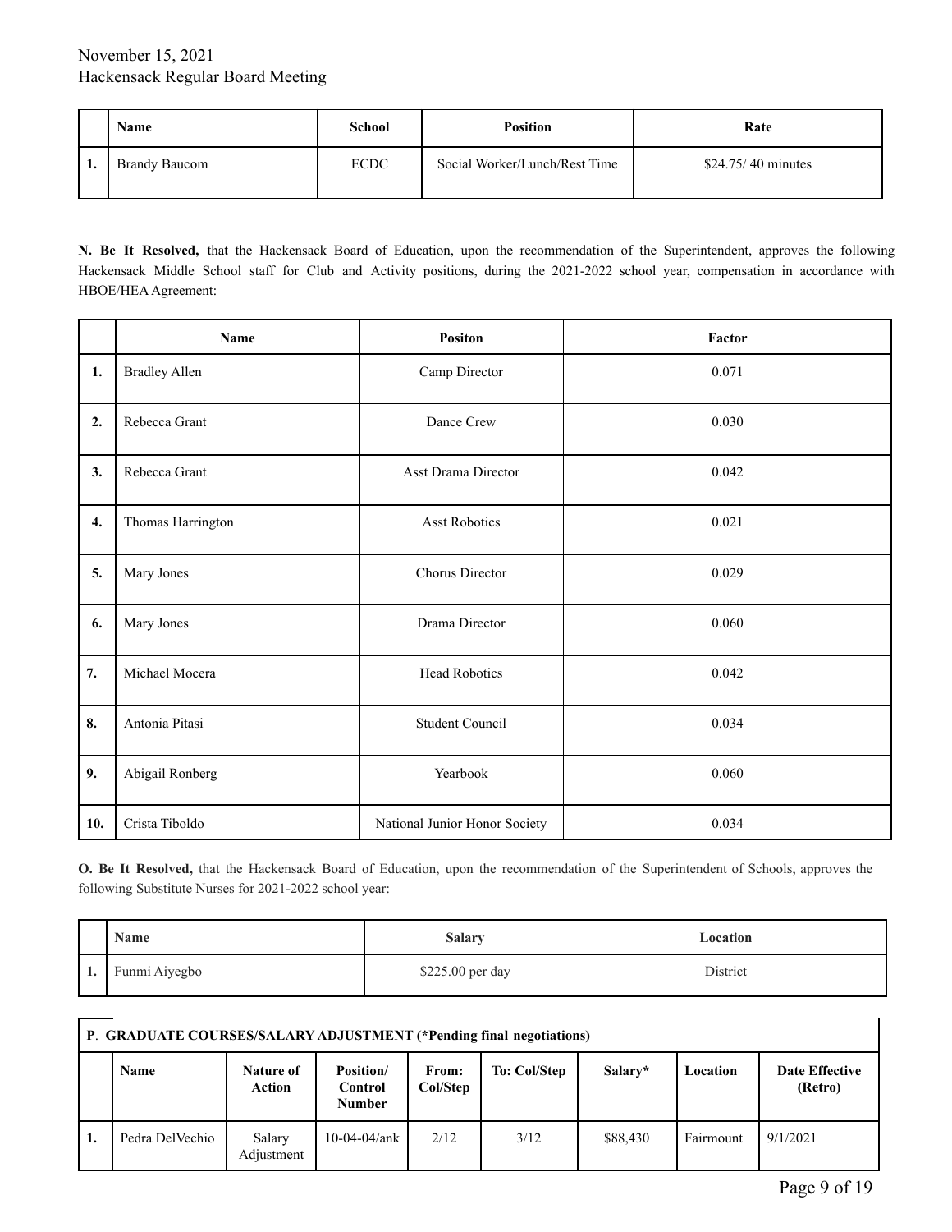| | Name | School | Position | Rate |
|---|---|---|---|---|
| 1. | Brandy Baucom | ECDC | Social Worker/Lunch/Rest Time | $24.75/ 40 minutes |

**N. Be It Resolved,** that the Hackensack Board of Education, upon the recommendation of the Superintendent, approves the following Hackensack Middle School staff for Club and Activity positions, during the 2021-2022 school year, compensation in accordance with HBOE/HEA Agreement:

| | Name | Positon | Factor |
|---|---|---|---|
| **1.** | Bradley Allen | Camp Director | 0.071 |
| **2.** | Rebecca Grant | Dance Crew | 0.030 |
| **3.** | Rebecca Grant | Asst Drama Director | 0.042 |
| **4.** | Thomas Harrington | Asst Robotics | 0.021 |
| **5.** | Mary Jones | Chorus Director | 0.029 |
| **6.** | Mary Jones | Drama Director | 0.060 |
| **7.** | Michael Mocera | Head Robotics | 0.042 |
| **8.** | Antonia Pitasi | Student Council | 0.034 |
| **9.** | Abigail Ronberg | Yearbook | 0.060 |
| **10.** | Crista Tiboldo | National Junior Honor Society | 0.034 |

**O. Be It Resolved,** that the Hackensack Board of Education, upon the recommendation of the Superintendent of Schools, approves the following Substitute Nurses for 2021-2022 school year:

| | Name | Salary | Location |
|---|---|---|---|
| 1. | Funmi Aiyegbo | $225.00 per day | District |

**P. GRADUATE COURSES/SALARY ADJUSTMENT (*Pending final negotiations)**

| | Name | Nature of Action | Position/ Control Number | From: Col/Step | To: Col/Step | Salary* | Location | Date Effective (Retro) |
|---|---|---|---|---|---|---|---|---|
| 1. | Pedra DelVechio | Salary Adjustment | 10-04-04/ank | 2/12 | 3/12 | $88,430 | Fairmount | 9/1/2021 |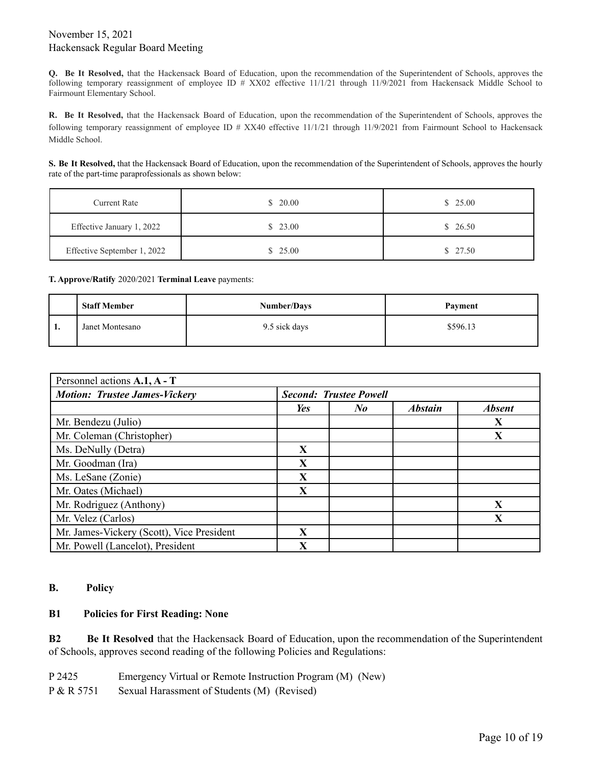**Q. Be It Resolved,** that the Hackensack Board of Education, upon the recommendation of the Superintendent of Schools, approves the following temporary reassignment of employee ID # XX02 effective 11/1/21 through 11/9/2021 from Hackensack Middle School to Fairmount Elementary School.

**R. Be It Resolved,** that the Hackensack Board of Education, upon the recommendation of the Superintendent of Schools, approves the following temporary reassignment of employee ID # XX40 effective 11/1/21 through 11/9/2021 from Fairmount School to Hackensack Middle School.

**S. Be It Resolved,** that the Hackensack Board of Education, upon the recommendation of the Superintendent of Schools, approves the hourly rate of the part-time paraprofessionals as shown below:

| Current Rate | $ 20.00 | $ 25.00 |
|---|---|---|
| Effective January 1, 2022 | $ 23.00 | $ 26.50 |
| Effective September 1, 2022 | $ 25.00 | $ 27.50 |

**T. Approve/Ratify** 2020/2021 **Terminal Leave** payments:

| | **Staff Member** | **Number/Days** | **Payment** |
|---|---|---|---|
| **1.** | Janet Montesano | 9.5 sick days | $596.13 |

| Personnel actions **A.1, A - T** | | | | |
|---|---|---|---|---|
| ***Motion: Trustee James-Vickery*** | ***Second: Trustee Powell*** | | | |
| | ***Yes*** | ***No*** | ***Abstain*** | ***Absent*** |
| Mr. Bendezu (Julio) | | | | **X** |
| Mr. Coleman (Christopher) | | | | **X** |
| Ms. DeNully (Detra) | **X** | | | |
| Mr. Goodman (Ira) | **X** | | | |
| Ms. LeSane (Zonie) | **X** | | | |
| Mr. Oates (Michael) | **X** | | | |
| Mr. Rodriguez (Anthony) | | | | **X** |
| Mr. Velez (Carlos) | | | | **X** |
| Mr. James-Vickery (Scott), Vice President | **X** | | | |
| Mr. Powell (Lancelot), President | **X** | | | |

## B. Policy

### B1 Policies for First Reading: None

**B2 Be It Resolved** that the Hackensack Board of Education, upon the recommendation of the Superintendent of Schools, approves second reading of the following Policies and Regulations:

P 2425 Emergency Virtual or Remote Instruction Program (M) (New)
P & R 5751 Sexual Harassment of Students (M) (Revised)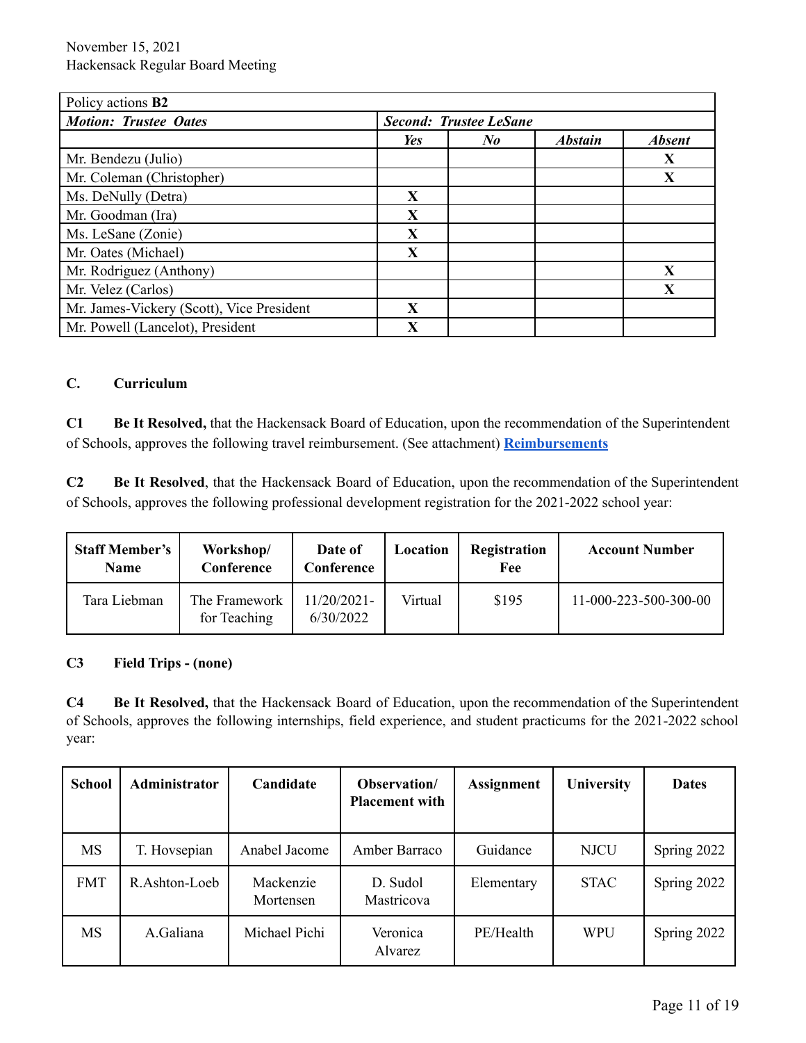| Policy actions **B2** | | | | |
|---|---|---|---|---|
| ***Motion: Trustee Oates*** | ***Second: Trustee LeSane*** | | | |
| | ***Yes*** | ***No*** | ***Abstain*** | ***Absent*** |
| Mr. Bendezu (Julio) | | | | **X** |
| Mr. Coleman (Christopher) | | | | **X** |
| Ms. DeNully (Detra) | **X** | | | |
| Mr. Goodman (Ira) | **X** | | | |
| Ms. LeSane (Zonie) | **X** | | | |
| Mr. Oates (Michael) | **X** | | | |
| Mr. Rodriguez (Anthony) | | | | **X** |
| Mr. Velez (Carlos) | | | | **X** |
| Mr. James-Vickery (Scott), Vice President | **X** | | | |
| Mr. Powell (Lancelot), President | **X** | | | |

### C. Curriculum

**C1 Be It Resolved,** that the Hackensack Board of Education, upon the recommendation of the Superintendent of Schools, approves the following travel reimbursement. (See attachment) **Reimbursements**

**C2 Be It Resolved**, that the Hackensack Board of Education, upon the recommendation of the Superintendent of Schools, approves the following professional development registration for the 2021-2022 school year:

| Staff Member's Name | Workshop/ Conference | Date of Conference | Location | Registration Fee | Account Number |
|---|---|---|---|---|---|
| Tara Liebman | The Framework for Teaching | 11/20/2021-6/30/2022 | Virtual | $195 | 11-000-223-500-300-00 |

**C3 Field Trips - (none)**

**C4 Be It Resolved,** that the Hackensack Board of Education, upon the recommendation of the Superintendent of Schools, approves the following internships, field experience, and student practicums for the 2021-2022 school year:

| School | Administrator | Candidate | Observation/ Placement with | Assignment | University | Dates |
|---|---|---|---|---|---|---|
| MS | T. Hovsepian | Anabel Jacome | Amber Barraco | Guidance | NJCU | Spring 2022 |
| FMT | R.Ashton-Loeb | Mackenzie Mortensen | D. Sudol Mastricova | Elementary | STAC | Spring 2022 |
| MS | A.Galiana | Michael Pichi | Veronica Alvarez | PE/Health | WPU | Spring 2022 |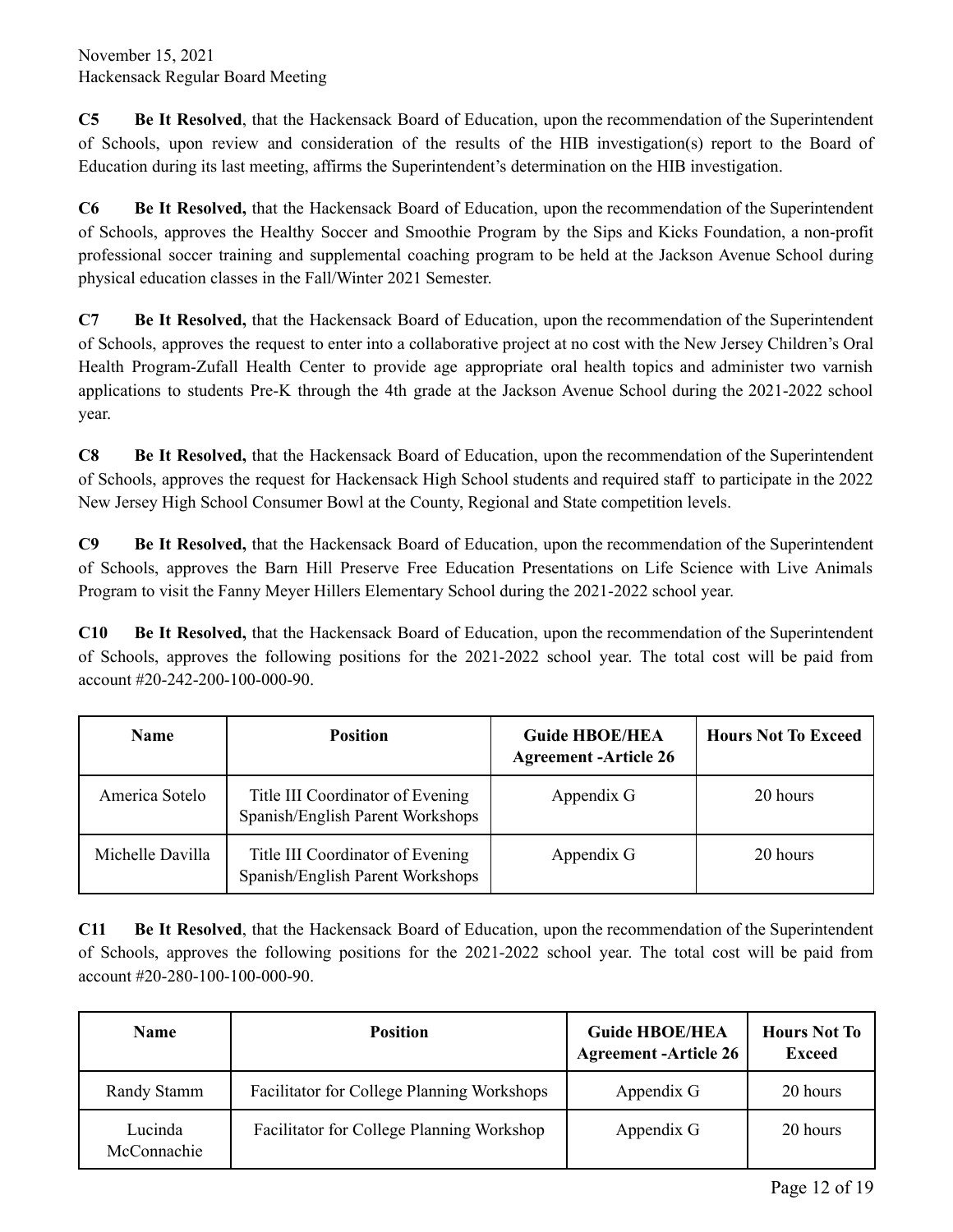**C5** **Be It Resolved**, that the Hackensack Board of Education, upon the recommendation of the Superintendent of Schools, upon review and consideration of the results of the HIB investigation(s) report to the Board of Education during its last meeting, affirms the Superintendent's determination on the HIB investigation.

**C6** **Be It Resolved,** that the Hackensack Board of Education, upon the recommendation of the Superintendent of Schools, approves the Healthy Soccer and Smoothie Program by the Sips and Kicks Foundation, a non-profit professional soccer training and supplemental coaching program to be held at the Jackson Avenue School during physical education classes in the Fall/Winter 2021 Semester.

**C7** **Be It Resolved,** that the Hackensack Board of Education, upon the recommendation of the Superintendent of Schools, approves the request to enter into a collaborative project at no cost with the New Jersey Children's Oral Health Program-Zufall Health Center to provide age appropriate oral health topics and administer two varnish applications to students Pre-K through the 4th grade at the Jackson Avenue School during the 2021-2022 school year.

**C8** **Be It Resolved,** that the Hackensack Board of Education, upon the recommendation of the Superintendent of Schools, approves the request for Hackensack High School students and required staff to participate in the 2022 New Jersey High School Consumer Bowl at the County, Regional and State competition levels.

**C9** **Be It Resolved,** that the Hackensack Board of Education, upon the recommendation of the Superintendent of Schools, approves the Barn Hill Preserve Free Education Presentations on Life Science with Live Animals Program to visit the Fanny Meyer Hillers Elementary School during the 2021-2022 school year.

**C10** **Be It Resolved,** that the Hackensack Board of Education, upon the recommendation of the Superintendent of Schools, approves the following positions for the 2021-2022 school year. The total cost will be paid from account #20-242-200-100-000-90.

| Name | Position | Guide HBOE/HEA Agreement -Article 26 | Hours Not To Exceed |
|---|---|---|---|
| America Sotelo | Title III Coordinator of Evening Spanish/English Parent Workshops | Appendix G | 20 hours |
| Michelle Davilla | Title III Coordinator of Evening Spanish/English Parent Workshops | Appendix G | 20 hours |

**C11** **Be It Resolved**, that the Hackensack Board of Education, upon the recommendation of the Superintendent of Schools, approves the following positions for the 2021-2022 school year. The total cost will be paid from account #20-280-100-100-000-90.

| Name | Position | Guide HBOE/HEA Agreement -Article 26 | Hours Not To Exceed |
|---|---|---|---|
| Randy Stamm | Facilitator for College Planning Workshops | Appendix G | 20 hours |
| Lucinda McConnachie | Facilitator for College Planning Workshop | Appendix G | 20 hours |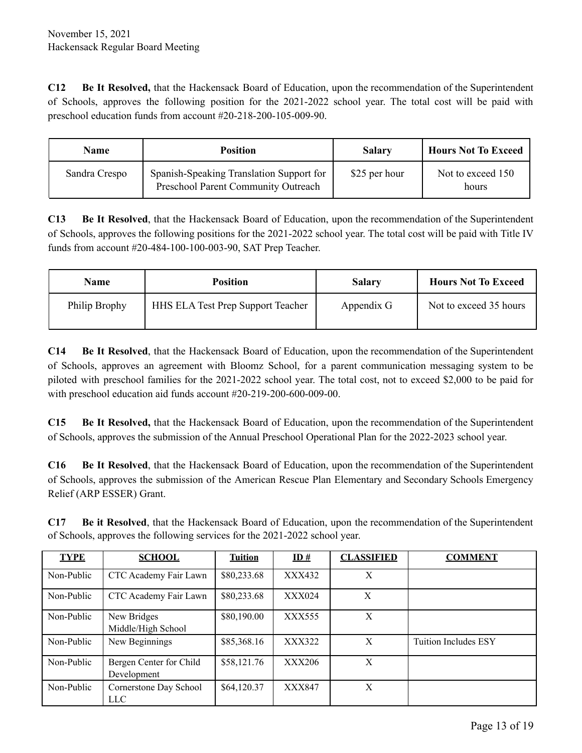**C12 Be It Resolved,** that the Hackensack Board of Education, upon the recommendation of the Superintendent of Schools, approves the following position for the 2021-2022 school year. The total cost will be paid with preschool education funds from account #20-218-200-105-009-90.

| Name | Position | Salary | Hours Not To Exceed |
|---|---|---|---|
| Sandra Crespo | Spanish-Speaking Translation Support for Preschool Parent Community Outreach | $25 per hour | Not to exceed 150 hours |

**C13 Be It Resolved**, that the Hackensack Board of Education, upon the recommendation of the Superintendent of Schools, approves the following positions for the 2021-2022 school year. The total cost will be paid with Title IV funds from account #20-484-100-100-003-90, SAT Prep Teacher.

| Name | Position | Salary | Hours Not To Exceed |
|---|---|---|---|
| Philip Brophy | HHS ELA Test Prep Support Teacher | Appendix G | Not to exceed 35 hours |

**C14 Be It Resolved**, that the Hackensack Board of Education, upon the recommendation of the Superintendent of Schools, approves an agreement with Bloomz School, for a parent communication messaging system to be piloted with preschool families for the 2021-2022 school year. The total cost, not to exceed $2,000 to be paid for with preschool education aid funds account #20-219-200-600-009-00.

**C15 Be It Resolved,** that the Hackensack Board of Education, upon the recommendation of the Superintendent of Schools, approves the submission of the Annual Preschool Operational Plan for the 2022-2023 school year.

**C16 Be It Resolved**, that the Hackensack Board of Education, upon the recommendation of the Superintendent of Schools, approves the submission of the American Rescue Plan Elementary and Secondary Schools Emergency Relief (ARP ESSER) Grant.

**C17 Be it Resolved**, that the Hackensack Board of Education, upon the recommendation of the Superintendent of Schools, approves the following services for the 2021-2022 school year.

| TYPE | SCHOOL | Tuition | ID # | CLASSIFIED | COMMENT |
|---|---|---|---|---|---|
| Non-Public | CTC Academy Fair Lawn | $80,233.68 | XXX432 | X | |
| Non-Public | CTC Academy Fair Lawn | $80,233.68 | XXX024 | X | |
| Non-Public | New Bridges Middle/High School | $80,190.00 | XXX555 | X | |
| Non-Public | New Beginnings | $85,368.16 | XXX322 | X | Tuition Includes ESY |
| Non-Public | Bergen Center for Child Development | $58,121.76 | XXX206 | X | |
| Non-Public | Cornerstone Day School LLC | $64,120.37 | XXX847 | X | |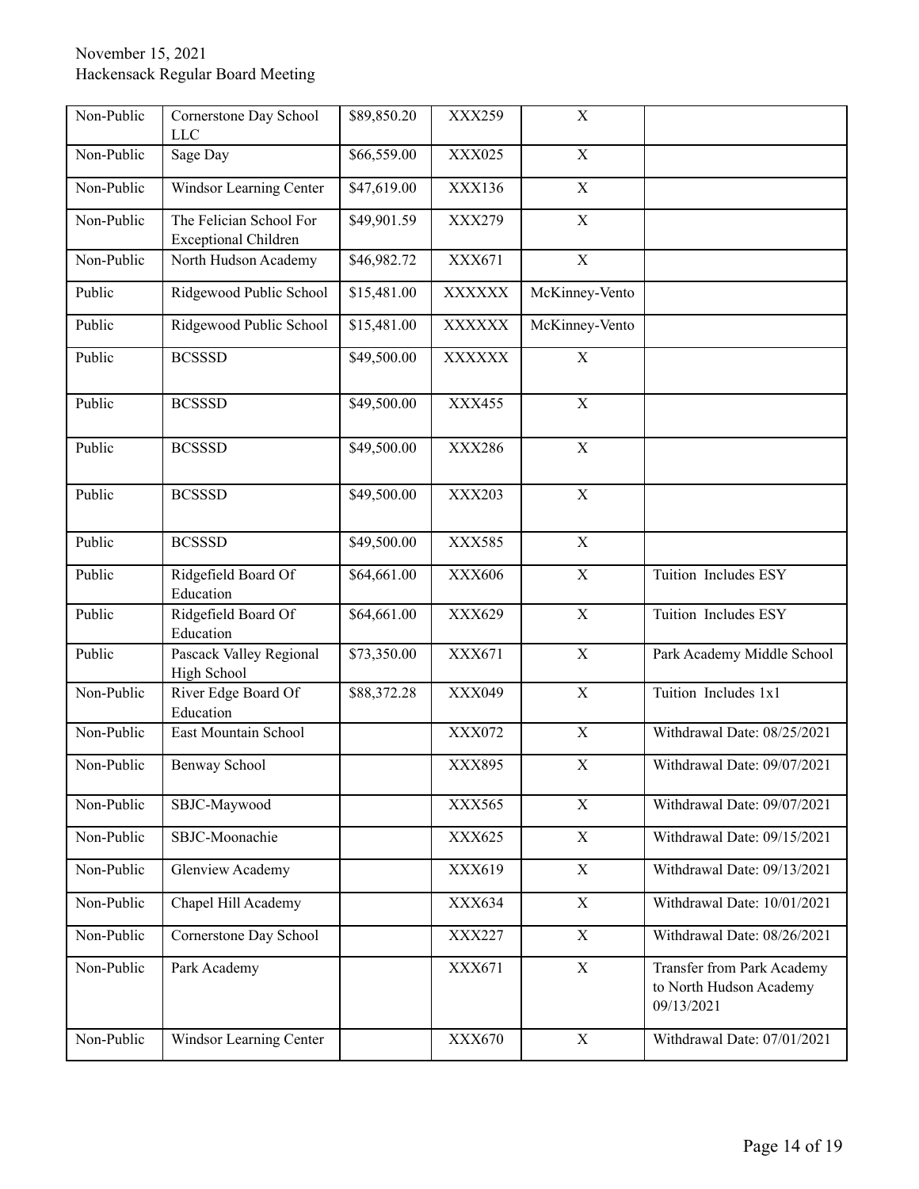| Non-Public | Cornerstone Day School LLC | $89,850.20 | XXX259 | X | |
|---|---|---|---|---|---|
| Non-Public | Sage Day | $66,559.00 | XXX025 | X | |
| Non-Public | Windsor Learning Center | $47,619.00 | XXX136 | X | |
| Non-Public | The Felician School For Exceptional Children | $49,901.59 | XXX279 | X | |
| Non-Public | North Hudson Academy | $46,982.72 | XXX671 | X | |
| Public | Ridgewood Public School | $15,481.00 | XXXXXX | McKinney-Vento | |
| Public | Ridgewood Public School | $15,481.00 | XXXXXX | McKinney-Vento | |
| Public | BCSSSD | $49,500.00 | XXXXXX | X | |
| Public | BCSSSD | $49,500.00 | XXX455 | X | |
| Public | BCSSSD | $49,500.00 | XXX286 | X | |
| Public | BCSSSD | $49,500.00 | XXX203 | X | |
| Public | BCSSSD | $49,500.00 | XXX585 | X | |
| Public | Ridgefield Board Of Education | $64,661.00 | XXX606 | X | Tuition Includes ESY |
| Public | Ridgefield Board Of Education | $64,661.00 | XXX629 | X | Tuition Includes ESY |
| Public | Pascack Valley Regional High School | $73,350.00 | XXX671 | X | Park Academy Middle School |
| Non-Public | River Edge Board Of Education | $88,372.28 | XXX049 | X | Tuition Includes 1x1 |
| Non-Public | East Mountain School | | XXX072 | X | Withdrawal Date: 08/25/2021 |
| Non-Public | Benway School | | XXX895 | X | Withdrawal Date: 09/07/2021 |
| Non-Public | SBJC-Maywood | | XXX565 | X | Withdrawal Date: 09/07/2021 |
| Non-Public | SBJC-Moonachie | | XXX625 | X | Withdrawal Date: 09/15/2021 |
| Non-Public | Glenview Academy | | XXX619 | X | Withdrawal Date: 09/13/2021 |
| Non-Public | Chapel Hill Academy | | XXX634 | X | Withdrawal Date: 10/01/2021 |
| Non-Public | Cornerstone Day School | | XXX227 | X | Withdrawal Date: 08/26/2021 |
| Non-Public | Park Academy | | XXX671 | X | Transfer from Park Academy to North Hudson Academy 09/13/2021 |
| Non-Public | Windsor Learning Center | | XXX670 | X | Withdrawal Date: 07/01/2021 |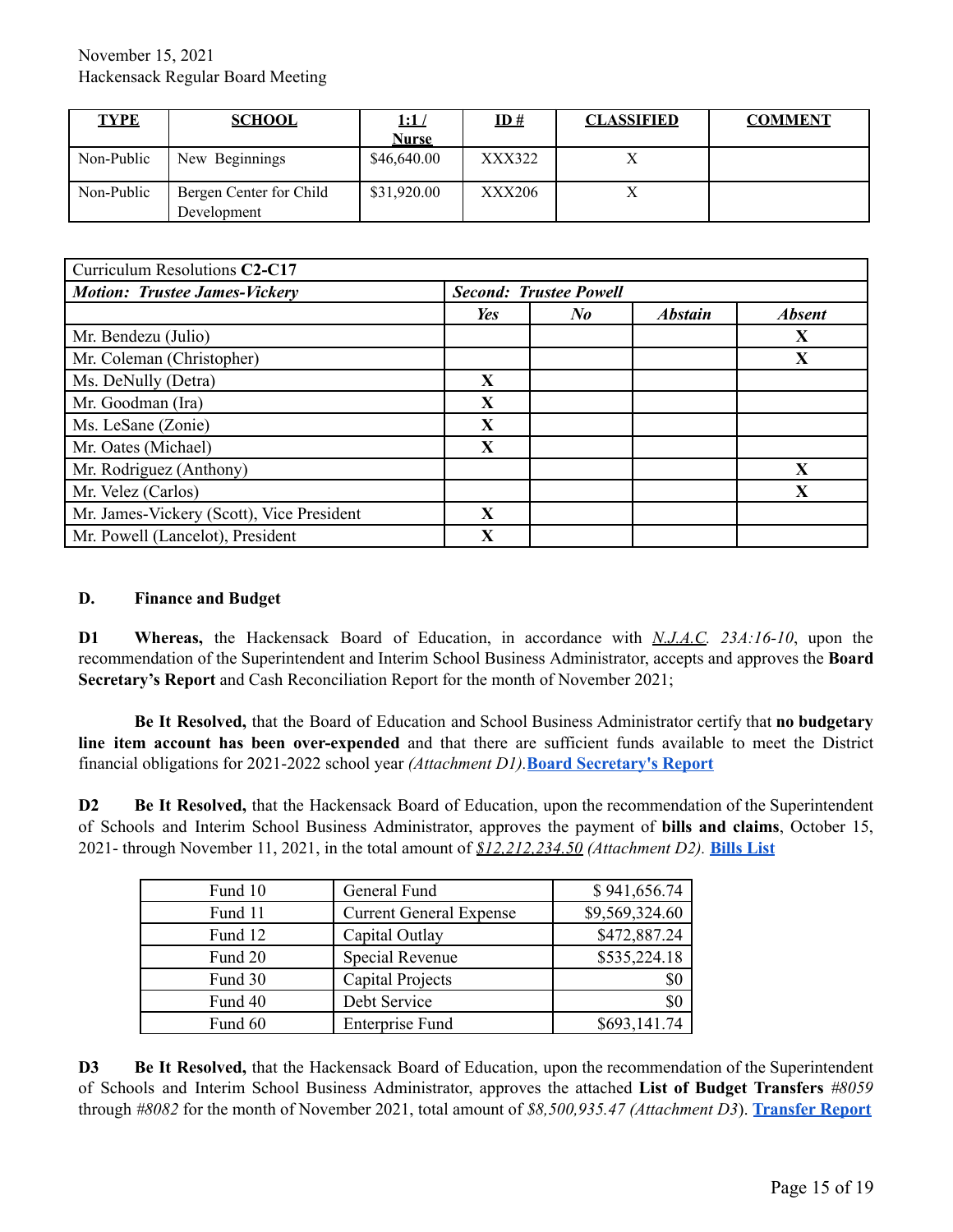| TYPE | SCHOOL | 1:1 / Nurse | ID # | CLASSIFIED | COMMENT |
|---|---|---|---|---|---|
| Non-Public | New Beginnings | $46,640.00 | XXX322 | X | |
| Non-Public | Bergen Center for Child Development | $31,920.00 | XXX206 | X | |

| Curriculum Resolutions **C2-C17** | | | | |
|---|---|---|---|---|
| ***Motion: Trustee James-Vickery*** | ***Second: Trustee Powell*** | | | |
| | ***Yes*** | ***No*** | ***Abstain*** | ***Absent*** |
| Mr. Bendezu (Julio) | | | | **X** |
| Mr. Coleman (Christopher) | | | | **X** |
| Ms. DeNully (Detra) | **X** | | | |
| Mr. Goodman (Ira) | **X** | | | |
| Ms. LeSane (Zonie) | **X** | | | |
| Mr. Oates (Michael) | **X** | | | |
| Mr. Rodriguez (Anthony) | | | | **X** |
| Mr. Velez (Carlos) | | | | **X** |
| Mr. James-Vickery (Scott), Vice President | **X** | | | |
| Mr. Powell (Lancelot), President | **X** | | | |

## D. Finance and Budget

**D1 Whereas,** the Hackensack Board of Education, in accordance with *N.J.A.C. 23A:16-10*, upon the recommendation of the Superintendent and Interim School Business Administrator, accepts and approves the **Board Secretary's Report** and Cash Reconciliation Report for the month of November 2021;

**Be It Resolved,** that the Board of Education and School Business Administrator certify that **no budgetary line item account has been over-expended** and that there are sufficient funds available to meet the District financial obligations for 2021-2022 school year *(Attachment D1).* **Board Secretary's Report**

**D2 Be It Resolved,** that the Hackensack Board of Education, upon the recommendation of the Superintendent of Schools and Interim School Business Administrator, approves the payment of **bills and claims**, October 15, 2021- through November 11, 2021, in the total amount of *$12,212,234.50 (Attachment D2).* **Bills List**

| | | |
|---|---|---|
| Fund 10 | General Fund | $ 941,656.74 |
| Fund 11 | Current General Expense | $9,569,324.60 |
| Fund 12 | Capital Outlay | $472,887.24 |
| Fund 20 | Special Revenue | $535,224.18 |
| Fund 30 | Capital Projects | $0 |
| Fund 40 | Debt Service | $0 |
| Fund 60 | Enterprise Fund | $693,141.74 |

**D3 Be It Resolved,** that the Hackensack Board of Education, upon the recommendation of the Superintendent of Schools and Interim School Business Administrator, approves the attached **List of Budget Transfers** *#8059* through *#8082* for the month of November 2021, total amount of *$8,500,935.47 (Attachment D3*). **Transfer Report**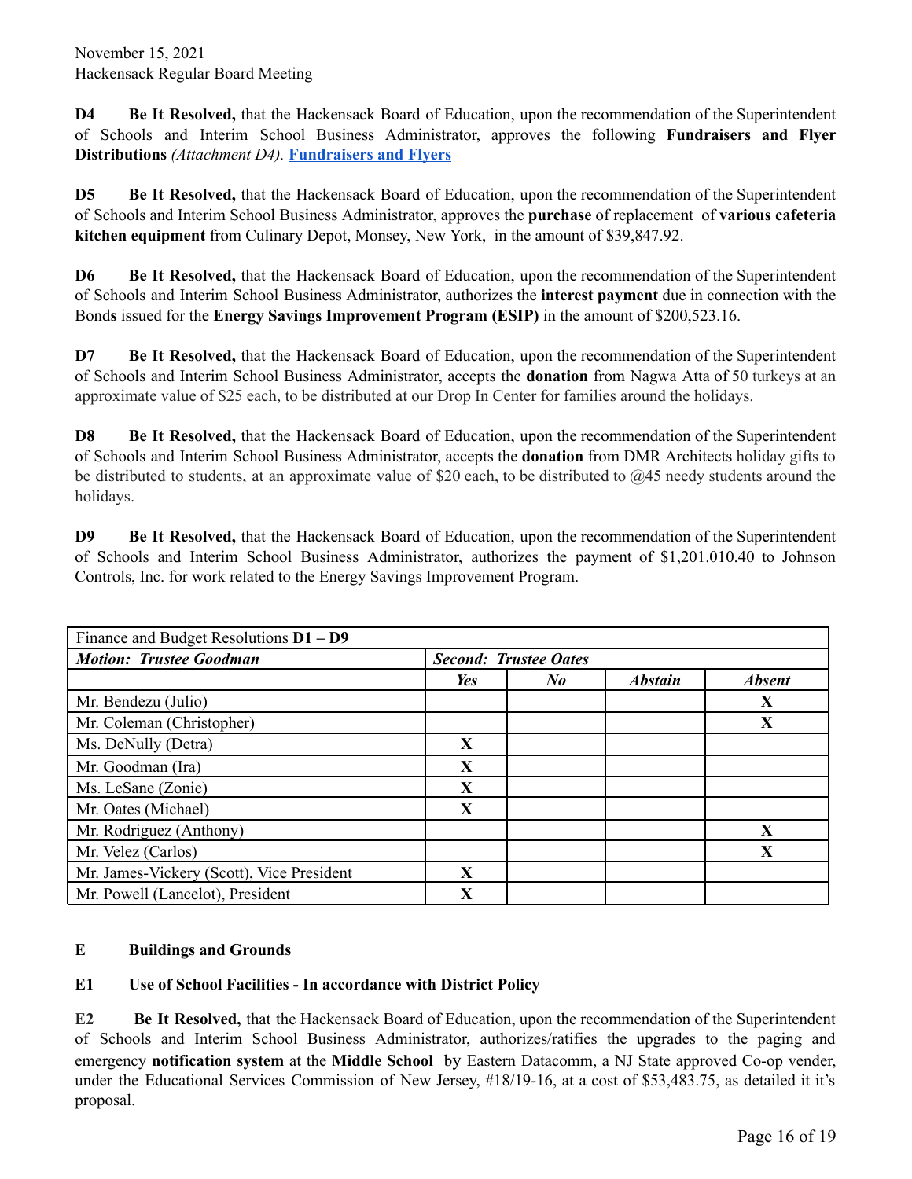November 15, 2021
Hackensack Regular Board Meeting

**D4** **Be It Resolved,** that the Hackensack Board of Education, upon the recommendation of the Superintendent of Schools and Interim School Business Administrator, approves the following **Fundraisers and Flyer Distributions** *(Attachment D4).* **Fundraisers and Flyers**

**D5** **Be It Resolved,** that the Hackensack Board of Education, upon the recommendation of the Superintendent of Schools and Interim School Business Administrator, approves the **purchase** of replacement of **various cafeteria kitchen equipment** from Culinary Depot, Monsey, New York, in the amount of $39,847.92.

**D6** **Be It Resolved,** that the Hackensack Board of Education, upon the recommendation of the Superintendent of Schools and Interim School Business Administrator, authorizes the **interest payment** due in connection with the Bonds issued for the **Energy Savings Improvement Program (ESIP)** in the amount of $200,523.16.

**D7** **Be It Resolved,** that the Hackensack Board of Education, upon the recommendation of the Superintendent of Schools and Interim School Business Administrator, accepts the **donation** from Nagwa Atta of 50 turkeys at an approximate value of $25 each, to be distributed at our Drop In Center for families around the holidays.

**D8** **Be It Resolved,** that the Hackensack Board of Education, upon the recommendation of the Superintendent of Schools and Interim School Business Administrator, accepts the **donation** from DMR Architects holiday gifts to be distributed to students, at an approximate value of $20 each, to be distributed to @45 needy students around the holidays.

**D9** **Be It Resolved,** that the Hackensack Board of Education, upon the recommendation of the Superintendent of Schools and Interim School Business Administrator, authorizes the payment of $1,201.010.40 to Johnson Controls, Inc. for work related to the Energy Savings Improvement Program.

| Finance and Budget Resolutions **D1 – D9** | | | | |
|---|---|---|---|---|
| ***Motion: Trustee Goodman*** | ***Second: Trustee Oates*** | | | |
| | ***Yes*** | ***No*** | ***Abstain*** | ***Absent*** |
| Mr. Bendezu (Julio) | | | | **X** |
| Mr. Coleman (Christopher) | | | | **X** |
| Ms. DeNully (Detra) | **X** | | | |
| Mr. Goodman (Ira) | **X** | | | |
| Ms. LeSane (Zonie) | **X** | | | |
| Mr. Oates (Michael) | **X** | | | |
| Mr. Rodriguez (Anthony) | | | | **X** |
| Mr. Velez (Carlos) | | | | **X** |
| Mr. James-Vickery (Scott), Vice President | **X** | | | |
| Mr. Powell (Lancelot), President | **X** | | | |

**E** **Buildings and Grounds**

**E1** **Use of School Facilities - In accordance with District Policy**

**E2** **Be It Resolved,** that the Hackensack Board of Education, upon the recommendation of the Superintendent of Schools and Interim School Business Administrator, authorizes/ratifies the upgrades to the paging and emergency **notification system** at the **Middle School** by Eastern Datacomm, a NJ State approved Co-op vender, under the Educational Services Commission of New Jersey, #18/19-16, at a cost of $53,483.75, as detailed it it's proposal.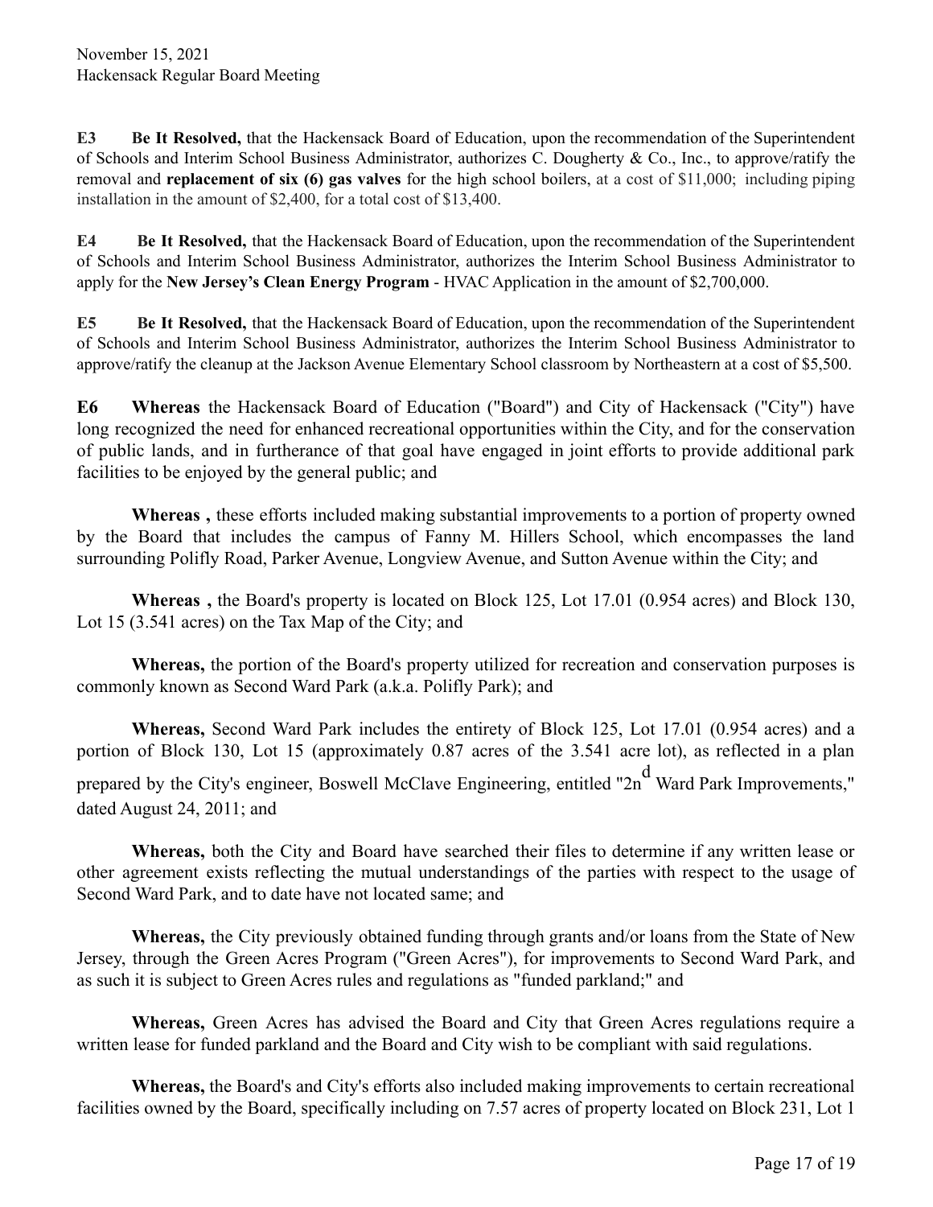**E3** **Be It Resolved,** that the Hackensack Board of Education, upon the recommendation of the Superintendent of Schools and Interim School Business Administrator, authorizes C. Dougherty & Co., Inc., to approve/ratify the removal and **replacement of six (6) gas valves** for the high school boilers, at a cost of $11,000; including piping installation in the amount of $2,400, for a total cost of $13,400.

**E4** **Be It Resolved,** that the Hackensack Board of Education, upon the recommendation of the Superintendent of Schools and Interim School Business Administrator, authorizes the Interim School Business Administrator to apply for the **New Jersey's Clean Energy Program** - HVAC Application in the amount of $2,700,000.

**E5** **Be It Resolved,** that the Hackensack Board of Education, upon the recommendation of the Superintendent of Schools and Interim School Business Administrator, authorizes the Interim School Business Administrator to approve/ratify the cleanup at the Jackson Avenue Elementary School classroom by Northeastern at a cost of $5,500.

**E6** **Whereas** the Hackensack Board of Education ("Board") and City of Hackensack ("City") have long recognized the need for enhanced recreational opportunities within the City, and for the conservation of public lands, and in furtherance of that goal have engaged in joint efforts to provide additional park facilities to be enjoyed by the general public; and

**Whereas ,** these efforts included making substantial improvements to a portion of property owned by the Board that includes the campus of Fanny M. Hillers School, which encompasses the land surrounding Polifly Road, Parker Avenue, Longview Avenue, and Sutton Avenue within the City; and

**Whereas ,** the Board's property is located on Block 125, Lot 17.01 (0.954 acres) and Block 130, Lot 15 (3.541 acres) on the Tax Map of the City; and

**Whereas,** the portion of the Board's property utilized for recreation and conservation purposes is commonly known as Second Ward Park (a.k.a. Polifly Park); and

**Whereas,** Second Ward Park includes the entirety of Block 125, Lot 17.01 (0.954 acres) and a portion of Block 130, Lot 15 (approximately 0.87 acres of the 3.541 acre lot), as reflected in a plan prepared by the City's engineer, Boswell McClave Engineering, entitled "2nd Ward Park Improvements," dated August 24, 2011; and

**Whereas,** both the City and Board have searched their files to determine if any written lease or other agreement exists reflecting the mutual understandings of the parties with respect to the usage of Second Ward Park, and to date have not located same; and

**Whereas,** the City previously obtained funding through grants and/or loans from the State of New Jersey, through the Green Acres Program ("Green Acres"), for improvements to Second Ward Park, and as such it is subject to Green Acres rules and regulations as "funded parkland;" and

**Whereas,** Green Acres has advised the Board and City that Green Acres regulations require a written lease for funded parkland and the Board and City wish to be compliant with said regulations.

**Whereas,** the Board's and City's efforts also included making improvements to certain recreational facilities owned by the Board, specifically including on 7.57 acres of property located on Block 231, Lot 1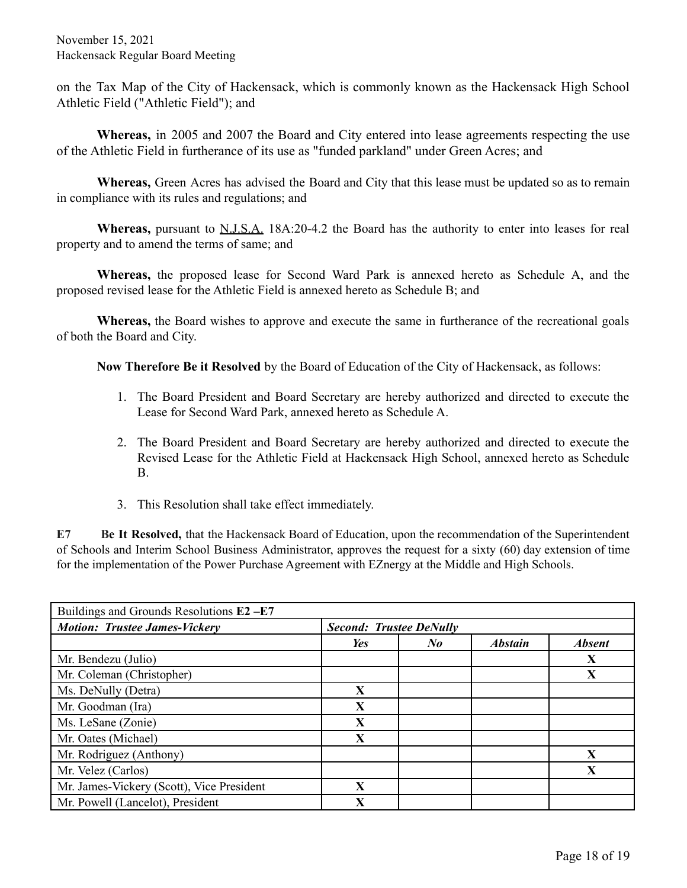on the Tax Map of the City of Hackensack, which is commonly known as the Hackensack High School Athletic Field ("Athletic Field"); and

**Whereas,** in 2005 and 2007 the Board and City entered into lease agreements respecting the use of the Athletic Field in furtherance of its use as "funded parkland" under Green Acres; and

**Whereas,** Green Acres has advised the Board and City that this lease must be updated so as to remain in compliance with its rules and regulations; and

**Whereas,** pursuant to N.J.S.A. 18A:20-4.2 the Board has the authority to enter into leases for real property and to amend the terms of same; and

**Whereas,** the proposed lease for Second Ward Park is annexed hereto as Schedule A, and the proposed revised lease for the Athletic Field is annexed hereto as Schedule B; and

**Whereas,** the Board wishes to approve and execute the same in furtherance of the recreational goals of both the Board and City.

**Now Therefore Be it Resolved** by the Board of Education of the City of Hackensack, as follows:

1. The Board President and Board Secretary are hereby authorized and directed to execute the Lease for Second Ward Park, annexed hereto as Schedule A.
2. The Board President and Board Secretary are hereby authorized and directed to execute the Revised Lease for the Athletic Field at Hackensack High School, annexed hereto as Schedule B.
3. This Resolution shall take effect immediately.

**E7** **Be It Resolved,** that the Hackensack Board of Education, upon the recommendation of the Superintendent of Schools and Interim School Business Administrator, approves the request for a sixty (60) day extension of time for the implementation of the Power Purchase Agreement with EZnergy at the Middle and High Schools.

| Buildings and Grounds Resolutions **E2 –E7** | | | | |
|---|---|---|---|---|
| ***Motion: Trustee James-Vickery*** | ***Second: Trustee DeNully*** | | | |
| | ***Yes*** | ***No*** | ***Abstain*** | ***Absent*** |
| Mr. Bendezu (Julio) | | | | **X** |
| Mr. Coleman (Christopher) | | | | **X** |
| Ms. DeNully (Detra) | **X** | | | |
| Mr. Goodman (Ira) | **X** | | | |
| Ms. LeSane (Zonie) | **X** | | | |
| Mr. Oates (Michael) | **X** | | | |
| Mr. Rodriguez (Anthony) | | | | **X** |
| Mr. Velez (Carlos) | | | | **X** |
| Mr. James-Vickery (Scott), Vice President | **X** | | | |
| Mr. Powell (Lancelot), President | **X** | | | |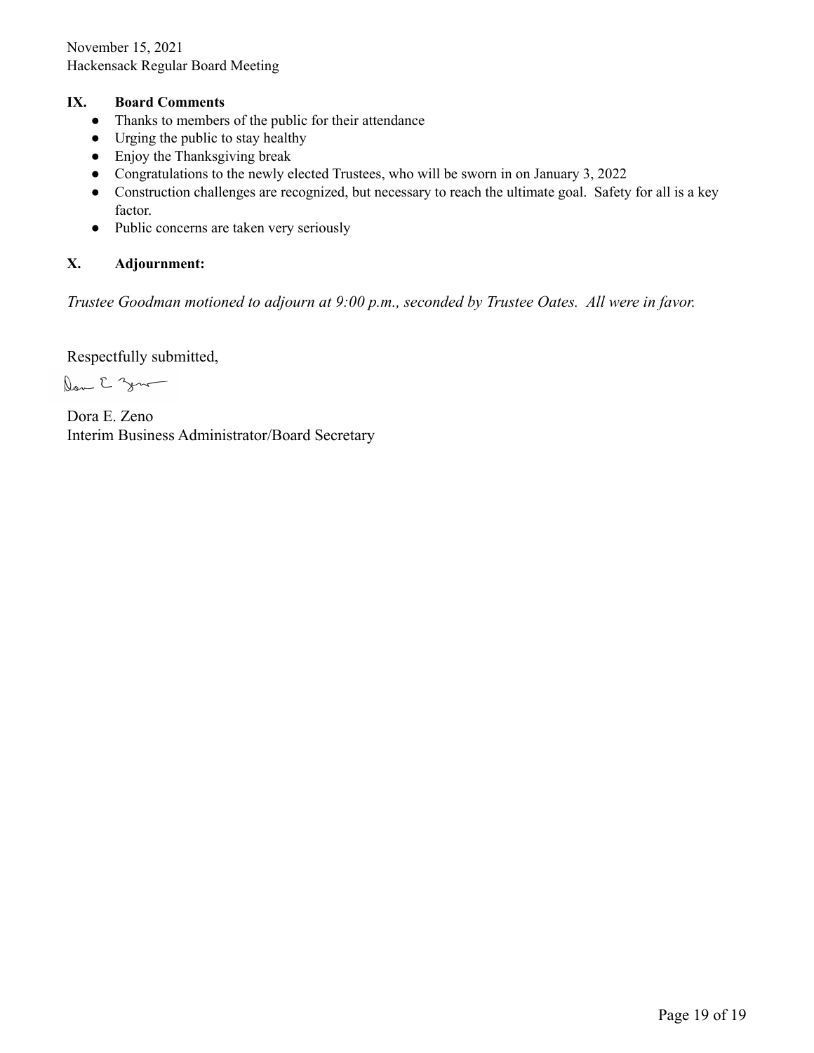## IX. Board Comments

- Thanks to members of the public for their attendance
- Urging the public to stay healthy
- Enjoy the Thanksgiving break
- Congratulations to the newly elected Trustees, who will be sworn in on January 3, 2022
- Construction challenges are recognized, but necessary to reach the ultimate goal. Safety for all is a key factor.
- Public concerns are taken very seriously

## X. Adjournment:

*Trustee Goodman motioned to adjourn at 9:00 p.m., seconded by Trustee Oates. All were in favor.*

Respectfully submitted,

Dora E. Zeno
Interim Business Administrator/Board Secretary